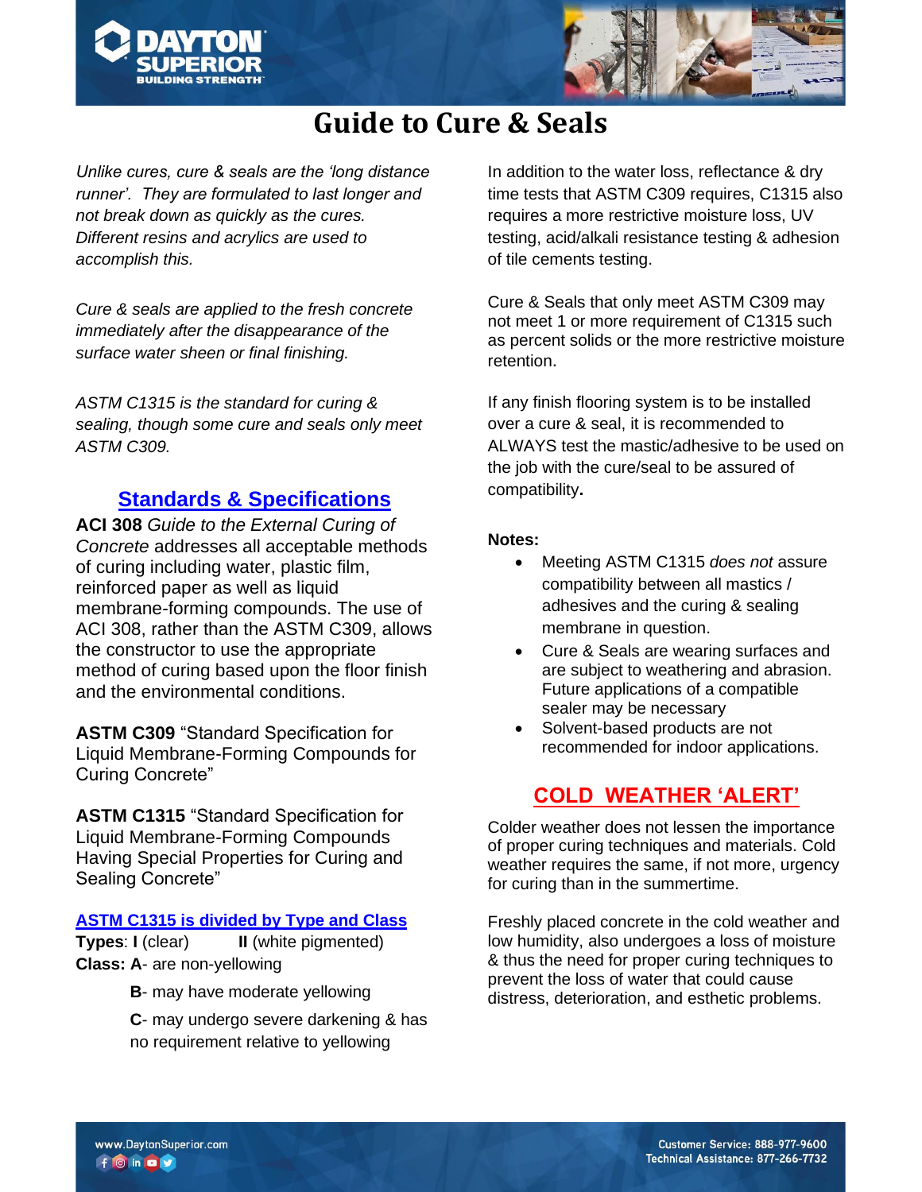# Guide to Cure & Seals

*Unlike cures, cure & seals are the 'long distance runner'. They are formulated to last longer and not break down as quickly as the cures. Different resins and acrylics are used to accomplish this.*

*Cure & seals are applied to the fresh concrete immediately after the disappearance of the surface water sheen or final finishing.*

*ASTM C1315 is the standard for curing & sealing, though some cure and seals only meet ASTM C309.*

## Standards & Specifications

**ACI 308** *Guide to the External Curing of Concrete* addresses all acceptable methods of curing including water, plastic film, reinforced paper as well as liquid membrane-forming compounds. The use of ACI 308, rather than the ASTM C309, allows the constructor to use the appropriate method of curing based upon the floor finish and the environmental conditions.

**ASTM C309** "Standard Specification for Liquid Membrane-Forming Compounds for Curing Concrete"

**ASTM C1315** "Standard Specification for Liquid Membrane-Forming Compounds Having Special Properties for Curing and Sealing Concrete"

### ASTM C1315 is divided by Type and Class

**Types**: **I** (clear) **II** (white pigmented)

**Class: A**- are non-yellowing

**B**- may have moderate yellowing

**C**- may undergo severe darkening & has no requirement relative to yellowing

In addition to the water loss, reflectance & dry time tests that ASTM C309 requires, C1315 also requires a more restrictive moisture loss, UV testing, acid/alkali resistance testing & adhesion of tile cements testing.

Cure & Seals that only meet ASTM C309 may not meet 1 or more requirement of C1315 such as percent solids or the more restrictive moisture retention.

If any finish flooring system is to be installed over a cure & seal, it is recommended to ALWAYS test the mastic/adhesive to be used on the job with the cure/seal to be assured of compatibility**.**

**Notes:**

- Meeting ASTM C1315 *does not* assure compatibility between all mastics / adhesives and the curing & sealing membrane in question.
- Cure & Seals are wearing surfaces and are subject to weathering and abrasion. Future applications of a compatible sealer may be necessary
- Solvent-based products are not recommended for indoor applications.

## COLD WEATHER 'ALERT'

Colder weather does not lessen the importance of proper curing techniques and materials. Cold weather requires the same, if not more, urgency for curing than in the summertime.

Freshly placed concrete in the cold weather and low humidity, also undergoes a loss of moisture & thus the need for proper curing techniques to prevent the loss of water that could cause distress, deterioration, and esthetic problems.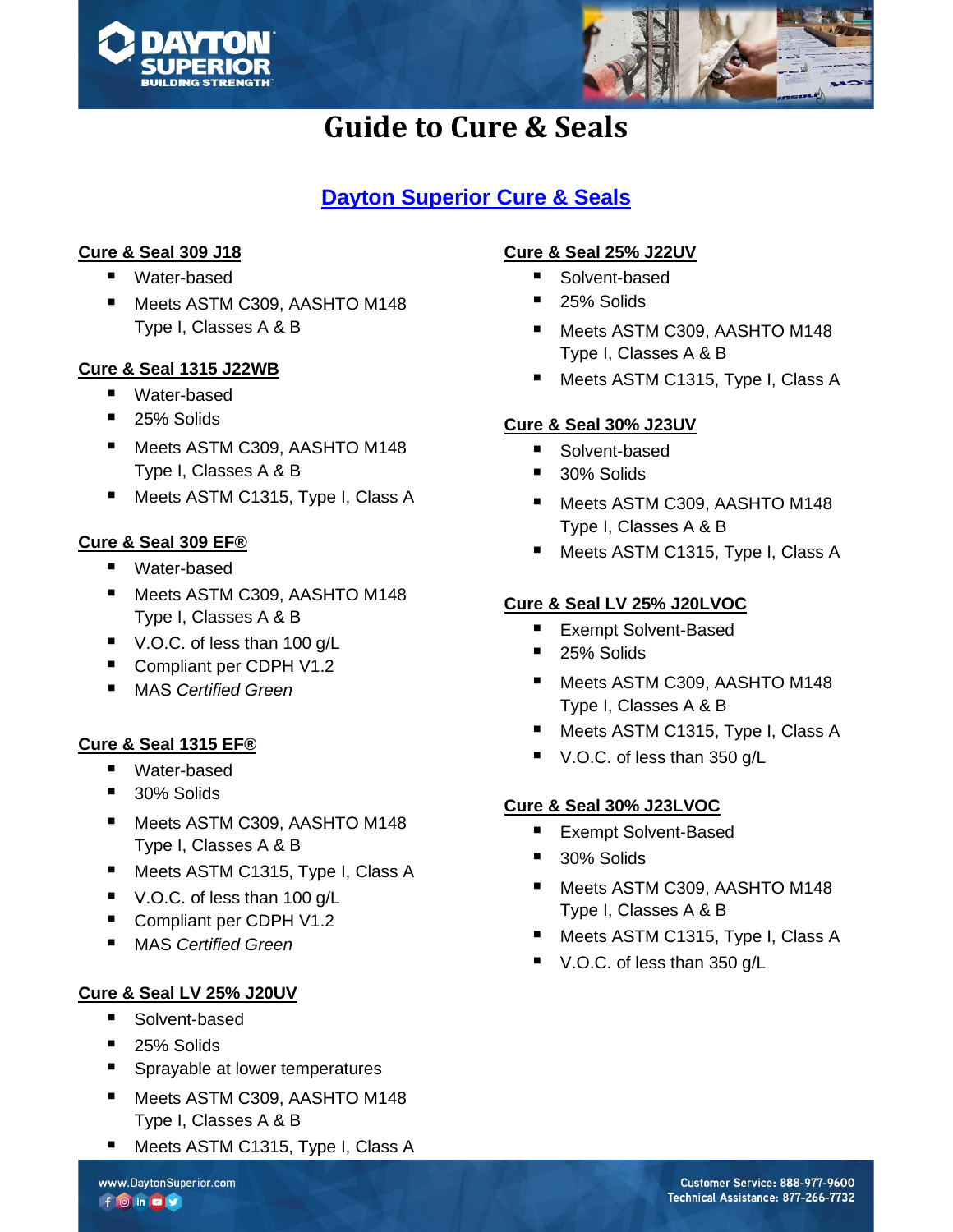# Guide to Cure & Seals

## Dayton Superior Cure & Seals

### Cure & Seal 309 J18

- Water-based
- Meets ASTM C309, AASHTO M148 Type I, Classes A & B

### Cure & Seal 1315 J22WB

- Water-based
- 25% Solids
- Meets ASTM C309, AASHTO M148 Type I, Classes A & B
- Meets ASTM C1315, Type I, Class A

### Cure & Seal 309 EF®

- Water-based
- Meets ASTM C309, AASHTO M148 Type I, Classes A & B
- V.O.C. of less than 100 g/L
- Compliant per CDPH V1.2
- MAS *Certified Green*

### Cure & Seal 1315 EF®

- Water-based
- 30% Solids
- Meets ASTM C309, AASHTO M148 Type I, Classes A & B
- Meets ASTM C1315, Type I, Class A
- V.O.C. of less than 100 g/L
- Compliant per CDPH V1.2
- MAS *Certified Green*

### Cure & Seal LV 25% J20UV

- Solvent-based
- 25% Solids
- Sprayable at lower temperatures
- Meets ASTM C309, AASHTO M148 Type I, Classes A & B
- Meets ASTM C1315, Type I, Class A

### Cure & Seal 25% J22UV

- Solvent-based
- 25% Solids
- Meets ASTM C309, AASHTO M148 Type I, Classes A & B
- Meets ASTM C1315, Type I, Class A

### Cure & Seal 30% J23UV

- Solvent-based
- 30% Solids
- Meets ASTM C309, AASHTO M148 Type I, Classes A & B
- Meets ASTM C1315, Type I, Class A

### Cure & Seal LV 25% J20LVOC

- Exempt Solvent-Based
- 25% Solids
- Meets ASTM C309, AASHTO M148 Type I, Classes A & B
- Meets ASTM C1315, Type I, Class A
- V.O.C. of less than 350 g/L

### Cure & Seal 30% J23LVOC

- Exempt Solvent-Based
- 30% Solids
- Meets ASTM C309, AASHTO M148 Type I, Classes A & B
- Meets ASTM C1315, Type I, Class A
- V.O.C. of less than 350 g/L